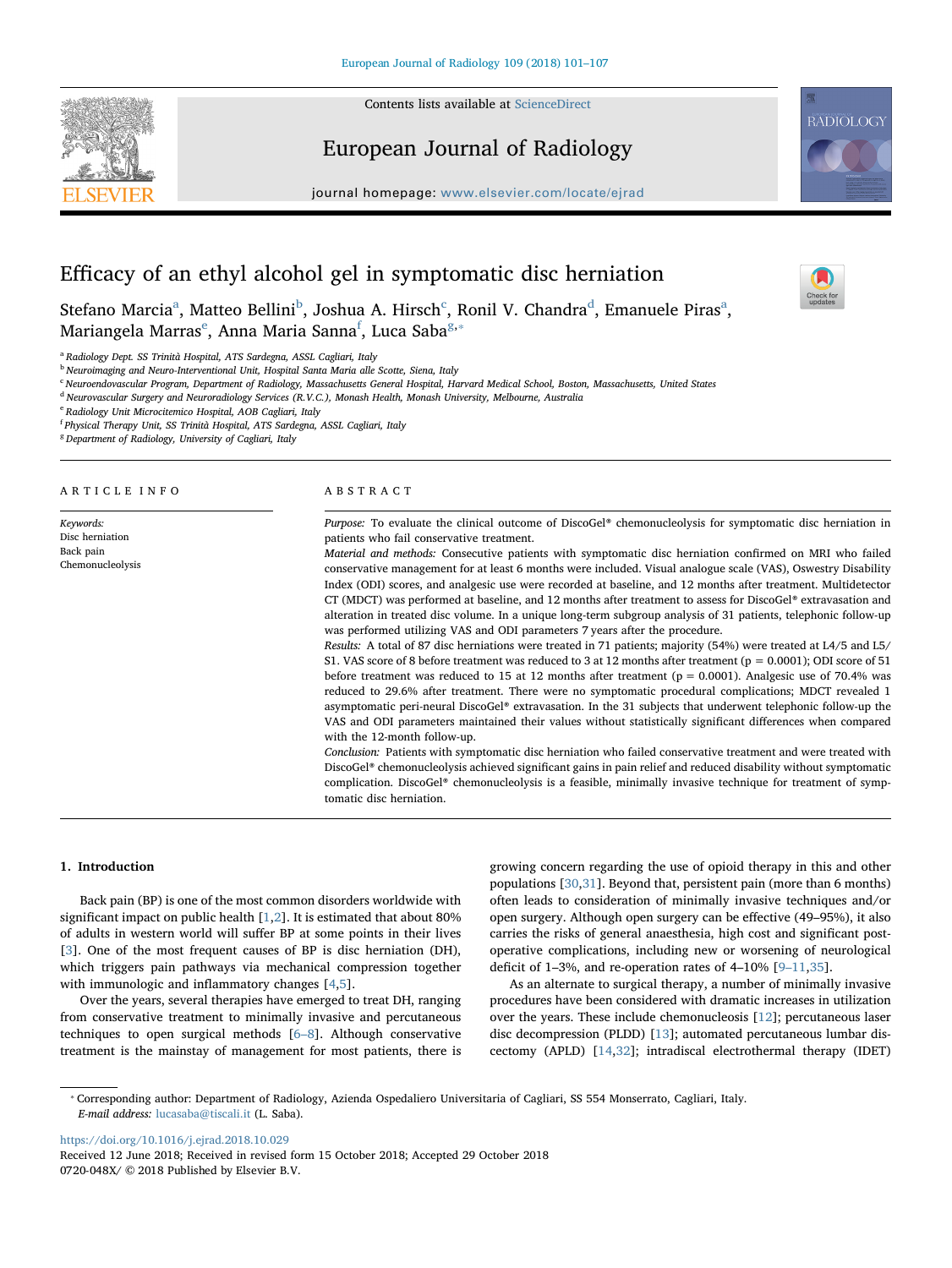# Efficacy of an ethyl alcohol gel in symptomatic disc herniation

Stefano Marcia[a], Matteo Bellini[b], Joshua A. Hirsch[c], Ronil V. Chandra[d], Emanuele Piras[a], Mariangela Marras[e], Anna Maria Sanna[f], Luca Saba[g,*]

[a] Radiology Dept. SS Trinità Hospital, ATS Sardegna, ASSL Cagliari, Italy
[b] Neuroimaging and Neuro-Interventional Unit, Hospital Santa Maria alle Scotte, Siena, Italy
[c] Neuroendovascular Program, Department of Radiology, Massachusetts General Hospital, Harvard Medical School, Boston, Massachusetts, United States
[d] Neurovascular Surgery and Neuroradiology Services (R.V.C.), Monash Health, Monash University, Melbourne, Australia
[e] Radiology Unit Microcitemico Hospital, AOB Cagliari, Italy
[f] Physical Therapy Unit, SS Trinità Hospital, ATS Sardegna, ASSL Cagliari, Italy
[g] Department of Radiology, University of Cagliari, Italy

## ARTICLE INFO

*Keywords:*
Disc herniation
Back pain
Chemonucleolysis

## ABSTRACT

*Purpose:* To evaluate the clinical outcome of DiscoGel® chemonucleolysis for symptomatic disc herniation in patients who fail conservative treatment.

*Material and methods:* Consecutive patients with symptomatic disc herniation confirmed on MRI who failed conservative management for at least 6 months were included. Visual analogue scale (VAS), Oswestry Disability Index (ODI) scores, and analgesic use were recorded at baseline, and 12 months after treatment. Multidetector CT (MDCT) was performed at baseline, and 12 months after treatment to assess for DiscoGel® extravasation and alteration in treated disc volume. In a unique long-term subgroup analysis of 31 patients, telephonic follow-up was performed utilizing VAS and ODI parameters 7 years after the procedure.

*Results:* A total of 87 disc herniations were treated in 71 patients; majority (54%) were treated at L4/5 and L5/S1. VAS score of 8 before treatment was reduced to 3 at 12 months after treatment ($p = 0.0001$); ODI score of 51 before treatment was reduced to 15 at 12 months after treatment ($p = 0.0001$). Analgesic use of 70.4% was reduced to 29.6% after treatment. There were no symptomatic procedural complications; MDCT revealed 1 asymptomatic peri-neural DiscoGel® extravasation. In the 31 subjects that underwent telephonic follow-up the VAS and ODI parameters maintained their values without statistically significant differences when compared with the 12-month follow-up.

*Conclusion:* Patients with symptomatic disc herniation who failed conservative treatment and were treated with DiscoGel® chemonucleolysis achieved significant gains in pain relief and reduced disability without symptomatic complication. DiscoGel® chemonucleolysis is a feasible, minimally invasive technique for treatment of symptomatic disc herniation.

## 1. Introduction

Back pain (BP) is one of the most common disorders worldwide with significant impact on public health [1,2]. It is estimated that about 80% of adults in western world will suffer BP at some points in their lives [3]. One of the most frequent causes of BP is disc herniation (DH), which triggers pain pathways via mechanical compression together with immunologic and inflammatory changes [4,5].

Over the years, several therapies have emerged to treat DH, ranging from conservative treatment to minimally invasive and percutaneous techniques to open surgical methods [6–8]. Although conservative treatment is the mainstay of management for most patients, there is growing concern regarding the use of opioid therapy in this and other populations [30,31]. Beyond that, persistent pain (more than 6 months) often leads to consideration of minimally invasive techniques and/or open surgery. Although open surgery can be effective (49–95%), it also carries the risks of general anaesthesia, high cost and significant post-operative complications, including new or worsening of neurological deficit of 1–3%, and re-operation rates of 4–10% [9–11,35].

As an alternate to surgical therapy, a number of minimally invasive procedures have been considered with dramatic increases in utilization over the years. These include chemonucleosis [12]; percutaneous laser disc decompression (PLDD) [13]; automated percutaneous lumbar discectomy (APLD) [14,32]; intradiscal electrothermal therapy (IDET)

* Corresponding author: Department of Radiology, Azienda Ospedaliero Universitaria of Cagliari, SS 554 Monserrato, Cagliari, Italy.
*E-mail address:* lucasaba@tiscali.it (L. Saba).

https://doi.org/10.1016/j.ejrad.2018.10.029
Received 12 June 2018; Received in revised form 15 October 2018; Accepted 29 October 2018
0720-048X/ © 2018 Published by Elsevier B.V.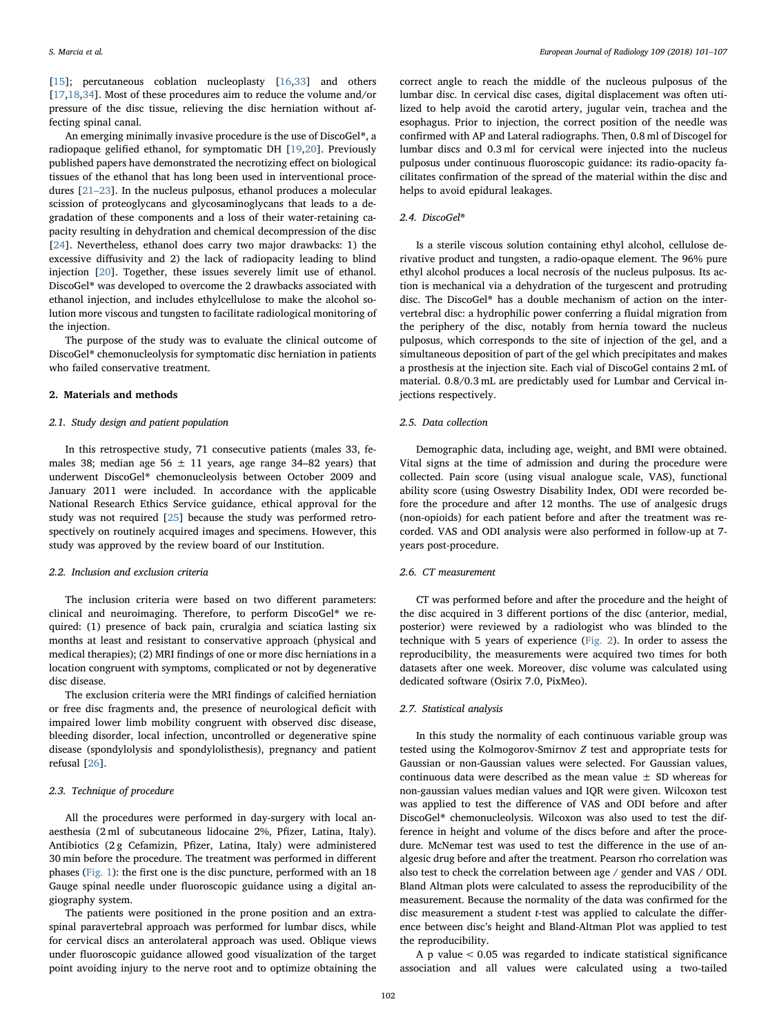[15]; percutaneous coblation nucleoplasty [16,33] and others [17,18,34]. Most of these procedures aim to reduce the volume and/or pressure of the disc tissue, relieving the disc herniation without affecting spinal canal.

An emerging minimally invasive procedure is the use of DiscoGel®, a radiopaque gelified ethanol, for symptomatic DH [19,20]. Previously published papers have demonstrated the necrotizing effect on biological tissues of the ethanol that has long been used in interventional procedures [21–23]. In the nucleus pulposus, ethanol produces a molecular scission of proteoglycans and glycosaminoglycans that leads to a degradation of these components and a loss of their water-retaining capacity resulting in dehydration and chemical decompression of the disc [24]. Nevertheless, ethanol does carry two major drawbacks: 1) the excessive diffusivity and 2) the lack of radiopacity leading to blind injection [20]. Together, these issues severely limit use of ethanol. DiscoGel® was developed to overcome the 2 drawbacks associated with ethanol injection, and includes ethylcellulose to make the alcohol solution more viscous and tungsten to facilitate radiological monitoring of the injection.

The purpose of the study was to evaluate the clinical outcome of DiscoGel® chemonucleolysis for symptomatic disc herniation in patients who failed conservative treatment.

## 2. Materials and methods

### 2.1. Study design and patient population

In this retrospective study, 71 consecutive patients (males 33, females 38; median age 56 ± 11 years, age range 34–82 years) that underwent DiscoGel® chemonucleolysis between October 2009 and January 2011 were included. In accordance with the applicable National Research Ethics Service guidance, ethical approval for the study was not required [25] because the study was performed retrospectively on routinely acquired images and specimens. However, this study was approved by the review board of our Institution.

### 2.2. Inclusion and exclusion criteria

The inclusion criteria were based on two different parameters: clinical and neuroimaging. Therefore, to perform DiscoGel® we required: (1) presence of back pain, cruralgia and sciatica lasting six months at least and resistant to conservative approach (physical and medical therapies); (2) MRI findings of one or more disc herniations in a location congruent with symptoms, complicated or not by degenerative disc disease.

The exclusion criteria were the MRI findings of calcified herniation or free disc fragments and, the presence of neurological deficit with impaired lower limb mobility congruent with observed disc disease, bleeding disorder, local infection, uncontrolled or degenerative spine disease (spondylolysis and spondylolisthesis), pregnancy and patient refusal [26].

### 2.3. Technique of procedure

All the procedures were performed in day-surgery with local anaesthesia (2 ml of subcutaneous lidocaine 2%, Pfizer, Latina, Italy). Antibiotics (2 g Cefamizin, Pfizer, Latina, Italy) were administered 30 min before the procedure. The treatment was performed in different phases (Fig. 1): the first one is the disc puncture, performed with an 18 Gauge spinal needle under fluoroscopic guidance using a digital angiography system.

The patients were positioned in the prone position and an extraspinal paravertebral approach was performed for lumbar discs, while for cervical discs an anterolateral approach was used. Oblique views under fluoroscopic guidance allowed good visualization of the target point avoiding injury to the nerve root and to optimize obtaining the correct angle to reach the middle of the nucleous pulposus of the lumbar disc. In cervical disc cases, digital displacement was often utilized to help avoid the carotid artery, jugular vein, trachea and the esophagus. Prior to injection, the correct position of the needle was confirmed with AP and Lateral radiographs. Then, 0.8 ml of Discogel for lumbar discs and 0.3 ml for cervical were injected into the nucleus pulposus under continuous fluoroscopic guidance: its radio-opacity facilitates confirmation of the spread of the material within the disc and helps to avoid epidural leakages.

### 2.4. DiscoGel®

Is a sterile viscous solution containing ethyl alcohol, cellulose derivative product and tungsten, a radio-opaque element. The 96% pure ethyl alcohol produces a local necrosis of the nucleus pulposus. Its action is mechanical via a dehydration of the turgescent and protruding disc. The DiscoGel® has a double mechanism of action on the intervertebral disc: a hydrophilic power conferring a fluidal migration from the periphery of the disc, notably from hernia toward the nucleus pulposus, which corresponds to the site of injection of the gel, and a simultaneous deposition of part of the gel which precipitates and makes a prosthesis at the injection site. Each vial of DiscoGel contains 2 mL of material. 0.8/0.3 mL are predictably used for Lumbar and Cervical injections respectively.

### 2.5. Data collection

Demographic data, including age, weight, and BMI were obtained. Vital signs at the time of admission and during the procedure were collected. Pain score (using visual analogue scale, VAS), functional ability score (using Oswestry Disability Index, ODI were recorded before the procedure and after 12 months. The use of analgesic drugs (non-opioids) for each patient before and after the treatment was recorded. VAS and ODI analysis were also performed in follow-up at 7-years post-procedure.

### 2.6. CT measurement

CT was performed before and after the procedure and the height of the disc acquired in 3 different portions of the disc (anterior, medial, posterior) were reviewed by a radiologist who was blinded to the technique with 5 years of experience (Fig. 2). In order to assess the reproducibility, the measurements were acquired two times for both datasets after one week. Moreover, disc volume was calculated using dedicated software (Osirix 7.0, PixMeo).

### 2.7. Statistical analysis

In this study the normality of each continuous variable group was tested using the Kolmogorov-Smirnov *Z* test and appropriate tests for Gaussian or non-Gaussian values were selected. For Gaussian values, continuous data were described as the mean value ± SD whereas for non-gaussian values median values and IQR were given. Wilcoxon test was applied to test the difference of VAS and ODI before and after DiscoGel® chemonucleolysis. Wilcoxon was also used to test the difference in height and volume of the discs before and after the procedure. McNemar test was used to test the difference in the use of analgesic drug before and after the treatment. Pearson rho correlation was also test to check the correlation between age / gender and VAS / ODI. Bland Altman plots were calculated to assess the reproducibility of the measurement. Because the normality of the data was confirmed for the disc measurement a student *t*-test was applied to calculate the difference between disc's height and Bland-Altman Plot was applied to test the reproducibility.

A p value < 0.05 was regarded to indicate statistical significance association and all values were calculated using a two-tailed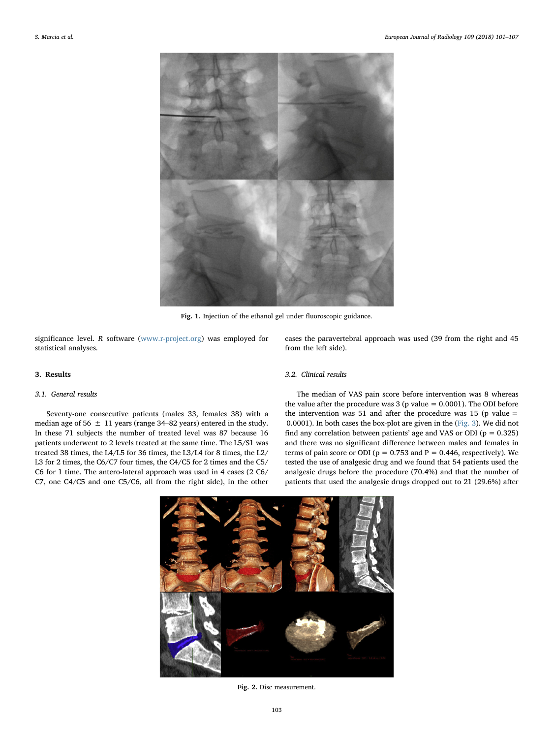Fig. 1. Injection of the ethanol gel under fluoroscopic guidance.

significance level. *R* software (www.r-project.org) was employed for statistical analyses.

## 3. Results

### 3.1. General results

Seventy-one consecutive patients (males 33, females 38) with a median age of 56 ± 11 years (range 34–82 years) entered in the study. In these 71 subjects the number of treated level was 87 because 16 patients underwent to 2 levels treated at the same time. The L5/S1 was treated 38 times, the L4/L5 for 36 times, the L3/L4 for 8 times, the L2/L3 for 2 times, the C6/C7 four times, the C4/C5 for 2 times and the C5/C6 for 1 time. The antero-lateral approach was used in 4 cases (2 C6/C7, one C4/C5 and one C5/C6, all from the right side), in the other cases the paravertebral approach was used (39 from the right and 45 from the left side).

### 3.2. Clinical results

The median of VAS pain score before intervention was 8 whereas the value after the procedure was 3 (p value = 0.0001). The ODI before the intervention was 51 and after the procedure was 15 (p value = 0.0001). In both cases the box-plot are given in the (Fig. 3). We did not find any correlation between patients' age and VAS or ODI (p = 0.325) and there was no significant difference between males and females in terms of pain score or ODI (p = 0.753 and P = 0.446, respectively). We tested the use of analgesic drug and we found that 54 patients used the analgesic drugs before the procedure (70.4%) and that the number of patients that used the analgesic drugs dropped out to 21 (29.6%) after

Fig. 2. Disc measurement.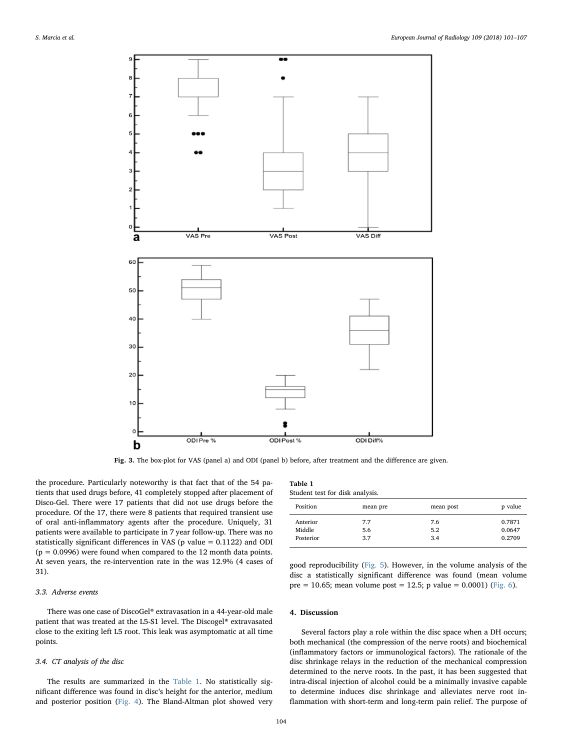Fig. 3. The box-plot for VAS (panel a) and ODI (panel b) before, after treatment and the difference are given.

the procedure. Particularly noteworthy is that fact that of the 54 patients that used drugs before, 41 completely stopped after placement of Disco-Gel. There were 17 patients that did not use drugs before the procedure. Of the 17, there were 8 patients that required transient use of oral anti-inflammatory agents after the procedure. Uniquely, 31 patients were available to participate in 7 year follow-up. There was no statistically significant differences in VAS (p value = 0.1122) and ODI (p = 0.0996) were found when compared to the 12 month data points. At seven years, the re-intervention rate in the was 12.9% (4 cases of 31).

### 3.3. Adverse events

There was one case of DiscoGel® extravasation in a 44-year-old male patient that was treated at the L5-S1 level. The Discogel® extravasated close to the exiting left L5 root. This leak was asymptomatic at all time points.

### 3.4. CT analysis of the disc

The results are summarized in the Table 1. No statistically significant difference was found in disc's height for the anterior, medium and posterior position (Fig. 4). The Bland-Altman plot showed very good reproducibility (Fig. 5). However, in the volume analysis of the disc a statistically significant difference was found (mean volume pre = 10.65; mean volume post = 12.5; p value = 0.0001) (Fig. 6).

**Table 1**
Student test for disk analysis.

| Position | mean pre | mean post | p value |
|---|---|---|---|
| Anterior | 7.7 | 7.6 | 0.7871 |
| Middle | 5.6 | 5.2 | 0.0647 |
| Posterior | 3.7 | 3.4 | 0.2709 |

## 4. Discussion

Several factors play a role within the disc space when a DH occurs; both mechanical (the compression of the nerve roots) and biochemical (inflammatory factors or immunological factors). The rationale of the disc shrinkage relays in the reduction of the mechanical compression determined to the nerve roots. In the past, it has been suggested that intra-discal injection of alcohol could be a minimally invasive capable to determine induces disc shrinkage and alleviates nerve root inflammation with short-term and long-term pain relief. The purpose of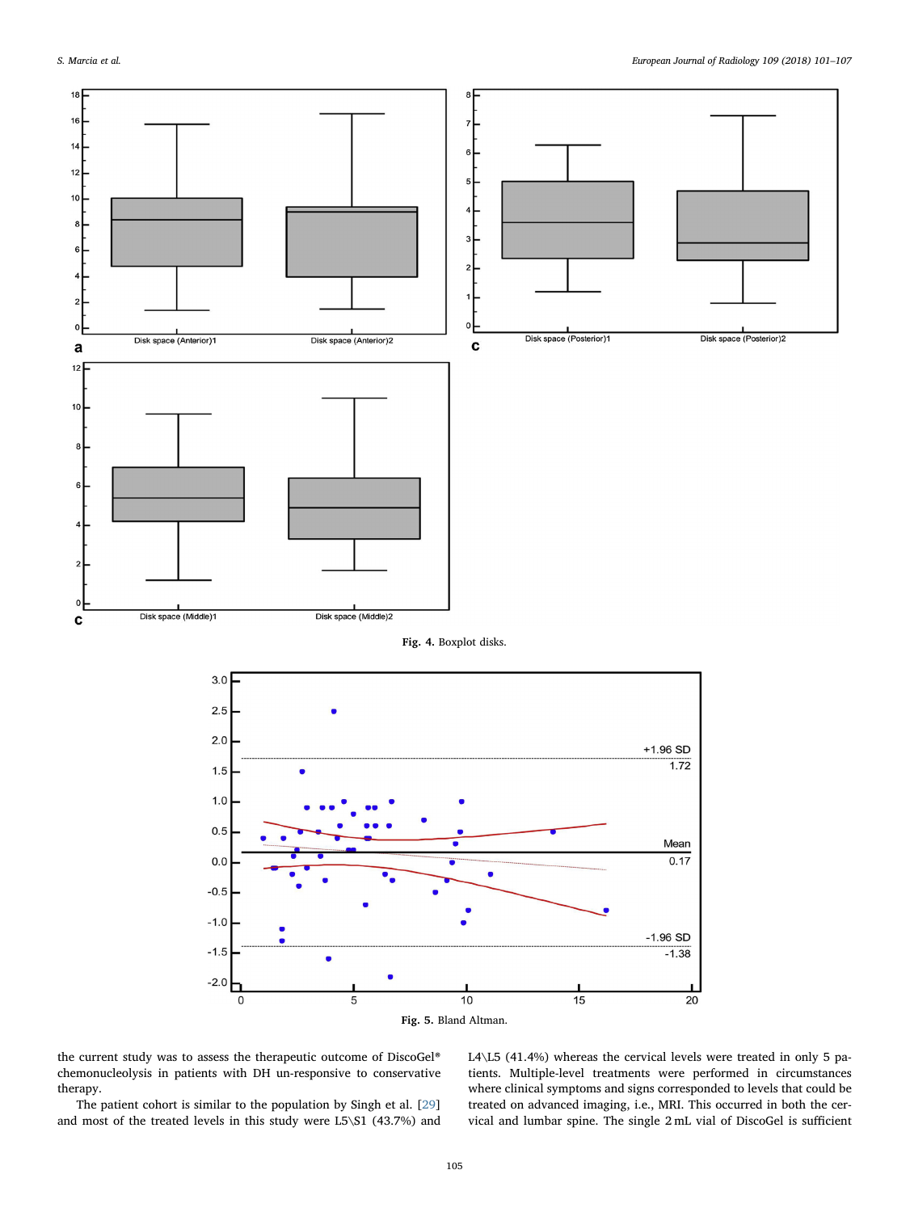Fig. 4. Boxplot disks.

Fig. 5. Bland Altman.

the current study was to assess the therapeutic outcome of DiscoGel® chemonucleolysis in patients with DH un-responsive to conservative therapy.

The patient cohort is similar to the population by Singh et al. [29] and most of the treated levels in this study were L5\S1 (43.7%) and L4\L5 (41.4%) whereas the cervical levels were treated in only 5 patients. Multiple-level treatments were performed in circumstances where clinical symptoms and signs corresponded to levels that could be treated on advanced imaging, i.e., MRI. This occurred in both the cervical and lumbar spine. The single 2 mL vial of DiscoGel is sufficient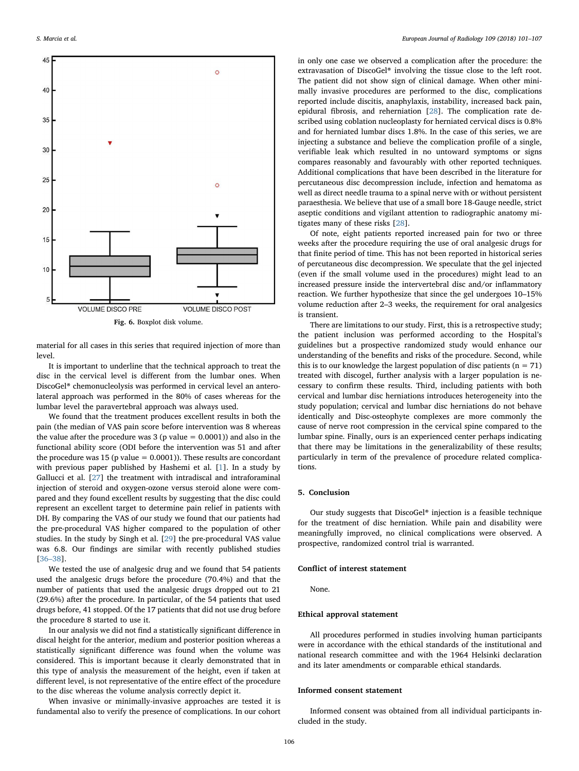Fig. 6. Boxplot disk volume.

material for all cases in this series that required injection of more than level.

It is important to underline that the technical approach to treat the disc in the cervical level is different from the lumbar ones. When DiscoGel® chemonucleolysis was performed in cervical level an antero-lateral approach was performed in the 80% of cases whereas for the lumbar level the paravertebral approach was always used.

We found that the treatment produces excellent results in both the pain (the median of VAS pain score before intervention was 8 whereas the value after the procedure was 3 (p value = 0.0001)) and also in the functional ability score (ODI before the intervention was 51 and after the procedure was 15 (p value = 0.0001)). These results are concordant with previous paper published by Hashemi et al. [1]. In a study by Gallucci et al. [27] the treatment with intradiscal and intraforaminal injection of steroid and oxygen-ozone versus steroid alone were compared and they found excellent results by suggesting that the disc could represent an excellent target to determine pain relief in patients with DH. By comparing the VAS of our study we found that our patients had the pre-procedural VAS higher compared to the population of other studies. In the study by Singh et al. [29] the pre-procedural VAS value was 6.8. Our findings are similar with recently published studies [36–38].

We tested the use of analgesic drug and we found that 54 patients used the analgesic drugs before the procedure (70.4%) and that the number of patients that used the analgesic drugs dropped out to 21 (29.6%) after the procedure. In particular, of the 54 patients that used drugs before, 41 stopped. Of the 17 patients that did not use drug before the procedure 8 started to use it.

In our analysis we did not find a statistically significant difference in discal height for the anterior, medium and posterior position whereas a statistically significant difference was found when the volume was considered. This is important because it clearly demonstrated that in this type of analysis the measurement of the height, even if taken at different level, is not representative of the entire effect of the procedure to the disc whereas the volume analysis correctly depict it.

When invasive or minimally-invasive approaches are tested it is fundamental also to verify the presence of complications. In our cohort in only one case we observed a complication after the procedure: the extravasation of DiscoGel® involving the tissue close to the left root. The patient did not show sign of clinical damage. When other minimally invasive procedures are performed to the disc, complications reported include discitis, anaphylaxis, instability, increased back pain, epidural fibrosis, and reherniation [28]. The complication rate described using coblation nucleoplasty for herniated cervical discs is 0.8% and for herniated lumbar discs 1.8%. In the case of this series, we are injecting a substance and believe the complication profile of a single, verifiable leak which resulted in no untoward symptoms or signs compares reasonably and favourably with other reported techniques. Additional complications that have been described in the literature for percutaneous disc decompression include, infection and hematoma as well as direct needle trauma to a spinal nerve with or without persistent paraesthesia. We believe that use of a small bore 18-Gauge needle, strict aseptic conditions and vigilant attention to radiographic anatomy mitigates many of these risks [28].

Of note, eight patients reported increased pain for two or three weeks after the procedure requiring the use of oral analgesic drugs for that finite period of time. This has not been reported in historical series of percutaneous disc decompression. We speculate that the gel injected (even if the small volume used in the procedures) might lead to an increased pressure inside the intervertebral disc and/or inflammatory reaction. We further hypothesize that since the gel undergoes 10–15% volume reduction after 2–3 weeks, the requirement for oral analgesics is transient.

There are limitations to our study. First, this is a retrospective study; the patient inclusion was performed according to the Hospital's guidelines but a prospective randomized study would enhance our understanding of the benefits and risks of the procedure. Second, while this is to our knowledge the largest population of disc patients (n = 71) treated with discogel, further analysis with a larger population is necessary to confirm these results. Third, including patients with both cervical and lumbar disc herniations introduces heterogeneity into the study population; cervical and lumbar disc herniations do not behave identically and Disc-osteophyte complexes are more commonly the cause of nerve root compression in the cervical spine compared to the lumbar spine. Finally, ours is an experienced center perhaps indicating that there may be limitations in the generalizability of these results; particularly in term of the prevalence of procedure related complications.

## 5. Conclusion

Our study suggests that DiscoGel® injection is a feasible technique for the treatment of disc herniation. While pain and disability were meaningfully improved, no clinical complications were observed. A prospective, randomized control trial is warranted.

## Conflict of interest statement

None.

## Ethical approval statement

All procedures performed in studies involving human participants were in accordance with the ethical standards of the institutional and national research committee and with the 1964 Helsinki declaration and its later amendments or comparable ethical standards.

## Informed consent statement

Informed consent was obtained from all individual participants included in the study.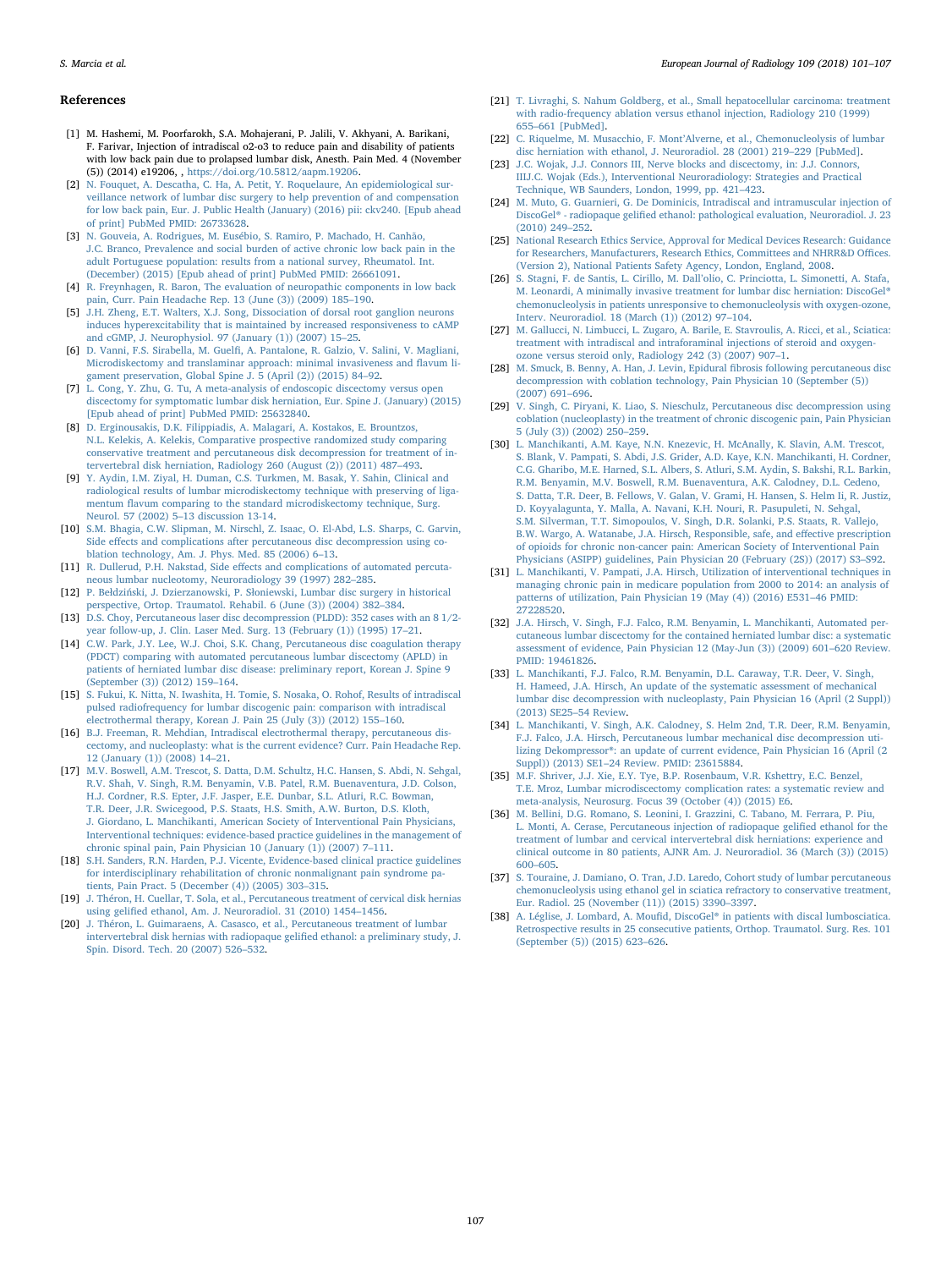## References

[1] M. Hashemi, M. Poorfarokh, S.A. Mohajerani, P. Jalili, V. Akhyani, A. Barikani, F. Farivar, Injection of intradiscal o2-o3 to reduce pain and disability of patients with low back pain due to prolapsed lumbar disk, Anesth. Pain Med. 4 (November (5)) (2014) e19206, , https://doi.org/10.5812/aapm.19206.

[2] N. Fouquet, A. Descatha, C. Ha, A. Petit, Y. Roquelaure, An epidemiological surveillance network of lumbar disc surgery to help prevention of and compensation for low back pain, Eur. J. Public Health (January) (2016) pii: ckv240. [Epub ahead of print] PubMed PMID: 26733628.

[3] N. Gouveia, A. Rodrigues, M. Eusébio, S. Ramiro, P. Machado, H. Canhão, J.C. Branco, Prevalence and social burden of active chronic low back pain in the adult Portuguese population: results from a national survey, Rheumatol. Int. (December) (2015) [Epub ahead of print] PubMed PMID: 26661091.

[4] R. Freynhagen, R. Baron, The evaluation of neuropathic components in low back pain, Curr. Pain Headache Rep. 13 (June (3)) (2009) 185–190.

[5] J.H. Zheng, E.T. Walters, X.J. Song, Dissociation of dorsal root ganglion neurons induces hyperexcitability that is maintained by increased responsiveness to cAMP and cGMP, J. Neurophysiol. 97 (January (1)) (2007) 15–25.

[6] D. Vanni, F.S. Sirabella, M. Guelfi, A. Pantalone, R. Galzio, V. Salini, V. Magliani, Microdiskectomy and translaminar approach: minimal invasiveness and flavum ligament preservation, Global Spine J. 5 (April (2)) (2015) 84–92.

[7] L. Cong, Y. Zhu, G. Tu, A meta-analysis of endoscopic discectomy versus open discectomy for symptomatic lumbar disk herniation, Eur. Spine J. (January) (2015) [Epub ahead of print] PubMed PMID: 25632840.

[8] D. Erginousakis, D.K. Filippiadis, A. Malagari, A. Kostakos, E. Brountzos, N.L. Kelekis, A. Kelekis, Comparative prospective randomized study comparing conservative treatment and percutaneous disk decompression for treatment of intervertebral disk herniation, Radiology 260 (August (2)) (2011) 487–493.

[9] Y. Aydin, I.M. Ziyal, H. Duman, C.S. Turkmen, M. Basak, Y. Sahin, Clinical and radiological results of lumbar microdiskectomy technique with preserving of ligamentum flavum comparing to the standard microdiskectomy technique, Surg. Neurol. 57 (2002) 5–13 discussion 13-14.

[10] S.M. Bhagia, C.W. Slipman, M. Nirschl, Z. Isaac, O. El-Abd, L.S. Sharps, C. Garvin, Side effects and complications after percutaneous disc decompression using coblation technology, Am. J. Phys. Med. 85 (2006) 6–13.

[11] R. Dullerud, P.H. Nakstad, Side effects and complications of automated percutaneous lumbar nucleotomy, Neuroradiology 39 (1997) 282–285.

[12] P. Bełdziński, J. Dzierzanowski, P. Słoniewski, Lumbar disc surgery in historical perspective, Ortop. Traumatol. Rehabil. 6 (June (3)) (2004) 382–384.

[13] D.S. Choy, Percutaneous laser disc decompression (PLDD): 352 cases with an 8 1/2-year follow-up, J. Clin. Laser Med. Surg. 13 (February (1)) (1995) 17–21.

[14] C.W. Park, J.Y. Lee, W.J. Choi, S.K. Chang, Percutaneous disc coagulation therapy (PDCT) comparing with automated percutaneous lumbar discectomy (APLD) in patients of herniated lumbar disc disease: preliminary report, Korean J. Spine 9 (September (3)) (2012) 159–164.

[15] S. Fukui, K. Nitta, N. Iwashita, H. Tomie, S. Nosaka, O. Rohof, Results of intradiscal pulsed radiofrequency for lumbar discogenic pain: comparison with intradiscal electrothermal therapy, Korean J. Pain 25 (July (3)) (2012) 155–160.

[16] B.J. Freeman, R. Mehdian, Intradiscal electrothermal therapy, percutaneous discectomy, and nucleoplasty: what is the current evidence? Curr. Pain Headache Rep. 12 (January (1)) (2008) 14–21.

[17] M.V. Boswell, A.M. Trescot, S. Datta, D.M. Schultz, H.C. Hansen, S. Abdi, N. Sehgal, R.V. Shah, V. Singh, R.M. Benyamin, V.B. Patel, R.M. Buenaventura, J.D. Colson, H.J. Cordner, R.S. Epter, J.F. Jasper, E.E. Dunbar, S.L. Atluri, R.C. Bowman, T.R. Deer, J.R. Swicegood, P.S. Staats, H.S. Smith, A.W. Burton, D.S. Kloth, J. Giordano, L. Manchikanti, American Society of Interventional Pain Physicians, Interventional techniques: evidence-based practice guidelines in the management of chronic spinal pain, Pain Physician 10 (January (1)) (2007) 7–111.

[18] S.H. Sanders, R.N. Harden, P.J. Vicente, Evidence-based clinical practice guidelines for interdisciplinary rehabilitation of chronic nonmalignant pain syndrome patients, Pain Pract. 5 (December (4)) (2005) 303–315.

[19] J. Théron, H. Cuellar, T. Sola, et al., Percutaneous treatment of cervical disk hernias using gelified ethanol, Am. J. Neuroradiol. 31 (2010) 1454–1456.

[20] J. Théron, L. Guimaraens, A. Casasco, et al., Percutaneous treatment of lumbar intervertebral disk hernias with radiopaque gelified ethanol: a preliminary study, J. Spin. Disord. Tech. 20 (2007) 526–532.

[21] T. Livraghi, S. Nahum Goldberg, et al., Small hepatocellular carcinoma: treatment with radio-frequency ablation versus ethanol injection, Radiology 210 (1999) 655–661 [PubMed].

[22] C. Riquelme, M. Musacchio, F. Mont'Alverne, et al., Chemonucleolysis of lumbar disc herniation with ethanol, J. Neuroradiol. 28 (2001) 219–229 [PubMed].

[23] J.C. Wojak, J.J. Connors III, Nerve blocks and discectomy, in: J.J. Connors, IIIJ.C. Wojak (Eds.), Interventional Neuroradiology: Strategies and Practical Technique, WB Saunders, London, 1999, pp. 421–423.

[24] M. Muto, G. Guarnieri, G. De Dominicis, Intradiscal and intramuscular injection of DiscoGel® - radiopaque gelified ethanol: pathological evaluation, Neuroradiol. J. 23 (2010) 249–252.

[25] National Research Ethics Service, Approval for Medical Devices Research: Guidance for Researchers, Manufacturers, Research Ethics, Committees and NHRR&D Offices. (Version 2), National Patients Safety Agency, London, England, 2008.

[26] S. Stagni, F. de Santis, L. Cirillo, M. Dall'olio, C. Princiotta, L. Simonetti, A. Stafa, M. Leonardi, A minimally invasive treatment for lumbar disc herniation: DiscoGel® chemonucleolysis in patients unresponsive to chemonucleolysis with oxygen-ozone, Interv. Neuroradiol. 18 (March (1)) (2012) 97–104.

[27] M. Gallucci, N. Limbucci, L. Zugaro, A. Barile, E. Stavroulis, A. Ricci, et al., Sciatica: treatment with intradiscal and intraforaminal injections of steroid and oxygen-ozone versus steroid only, Radiology 242 (3) (2007) 907–1.

[28] M. Smuck, B. Benny, A. Han, J. Levin, Epidural fibrosis following percutaneous disc decompression with coblation technology, Pain Physician 10 (September (5)) (2007) 691–696.

[29] V. Singh, C. Piryani, K. Liao, S. Nieschulz, Percutaneous disc decompression using coblation (nucleoplasty) in the treatment of chronic discogenic pain, Pain Physician 5 (July (3)) (2002) 250–259.

[30] L. Manchikanti, A.M. Kaye, N.N. Knezevic, H. McAnally, K. Slavin, A.M. Trescot, S. Blank, V. Pampati, S. Abdi, J.S. Grider, A.D. Kaye, K.N. Manchikanti, H. Cordner, C.G. Gharibo, M.E. Harned, S.L. Albers, S. Atluri, S.M. Aydin, S. Bakshi, R.L. Barkin, R.M. Benyamin, M.V. Boswell, R.M. Buenaventura, A.K. Calodney, D.L. Cedeno, S. Datta, T.R. Deer, B. Fellows, V. Galan, V. Grami, H. Hansen, S. Helm Ii, R. Justiz, D. Koyyalagunta, Y. Malla, A. Navani, K.H. Nouri, R. Pasupuleti, N. Sehgal, S.M. Silverman, T.T. Simopoulos, V. Singh, D.R. Solanki, P.S. Staats, R. Vallejo, B.W. Wargo, A. Watanabe, J.A. Hirsch, Responsible, safe, and effective prescription of opioids for chronic non-cancer pain: American Society of Interventional Pain Physicians (ASIPP) guidelines, Pain Physician 20 (February (2S)) (2017) S3–S92.

[31] L. Manchikanti, V. Pampati, J.A. Hirsch, Utilization of interventional techniques in managing chronic pain in medicare population from 2000 to 2014: an analysis of patterns of utilization, Pain Physician 19 (May (4)) (2016) E531–46 PMID: 27228520.

[32] J.A. Hirsch, V. Singh, F.J. Falco, R.M. Benyamin, L. Manchikanti, Automated percutaneous lumbar discectomy for the contained herniated lumbar disc: a systematic assessment of evidence, Pain Physician 12 (May-Jun (3)) (2009) 601–620 Review. PMID: 19461826.

[33] L. Manchikanti, F.J. Falco, R.M. Benyamin, D.L. Caraway, T.R. Deer, V. Singh, H. Hameed, J.A. Hirsch, An update of the systematic assessment of mechanical lumbar disc decompression with nucleoplasty, Pain Physician 16 (April (2 Suppl)) (2013) SE25–54 Review.

[34] L. Manchikanti, V. Singh, A.K. Calodney, S. Helm 2nd, T.R. Deer, R.M. Benyamin, F.J. Falco, J.A. Hirsch, Percutaneous lumbar mechanical disc decompression utilizing Dekompressor®: an update of current evidence, Pain Physician 16 (April (2 Suppl)) (2013) SE1–24 Review. PMID: 23615884.

[35] M.F. Shriver, J.J. Xie, E.Y. Tye, B.P. Rosenbaum, V.R. Kshettry, E.C. Benzel, T.E. Mroz, Lumbar microdiscectomy complication rates: a systematic review and meta-analysis, Neurosurg. Focus 39 (October (4)) (2015) E6.

[36] M. Bellini, D.G. Romano, S. Leonini, I. Grazzini, C. Tabano, M. Ferrara, P. Piu, L. Monti, A. Cerase, Percutaneous injection of radiopaque gelified ethanol for the treatment of lumbar and cervical intervertebral disk herniations: experience and clinical outcome in 80 patients, AJNR Am. J. Neuroradiol. 36 (March (3)) (2015) 600–605.

[37] S. Touraine, J. Damiano, O. Tran, J.D. Laredo, Cohort study of lumbar percutaneous chemonucleolysis using ethanol gel in sciatica refractory to conservative treatment, Eur. Radiol. 25 (November (11)) (2015) 3390–3397.

[38] A. Léglise, J. Lombard, A. Moufid, DiscoGel® in patients with discal lumbosciatica. Retrospective results in 25 consecutive patients, Orthop. Traumatol. Surg. Res. 101 (September (5)) (2015) 623–626.